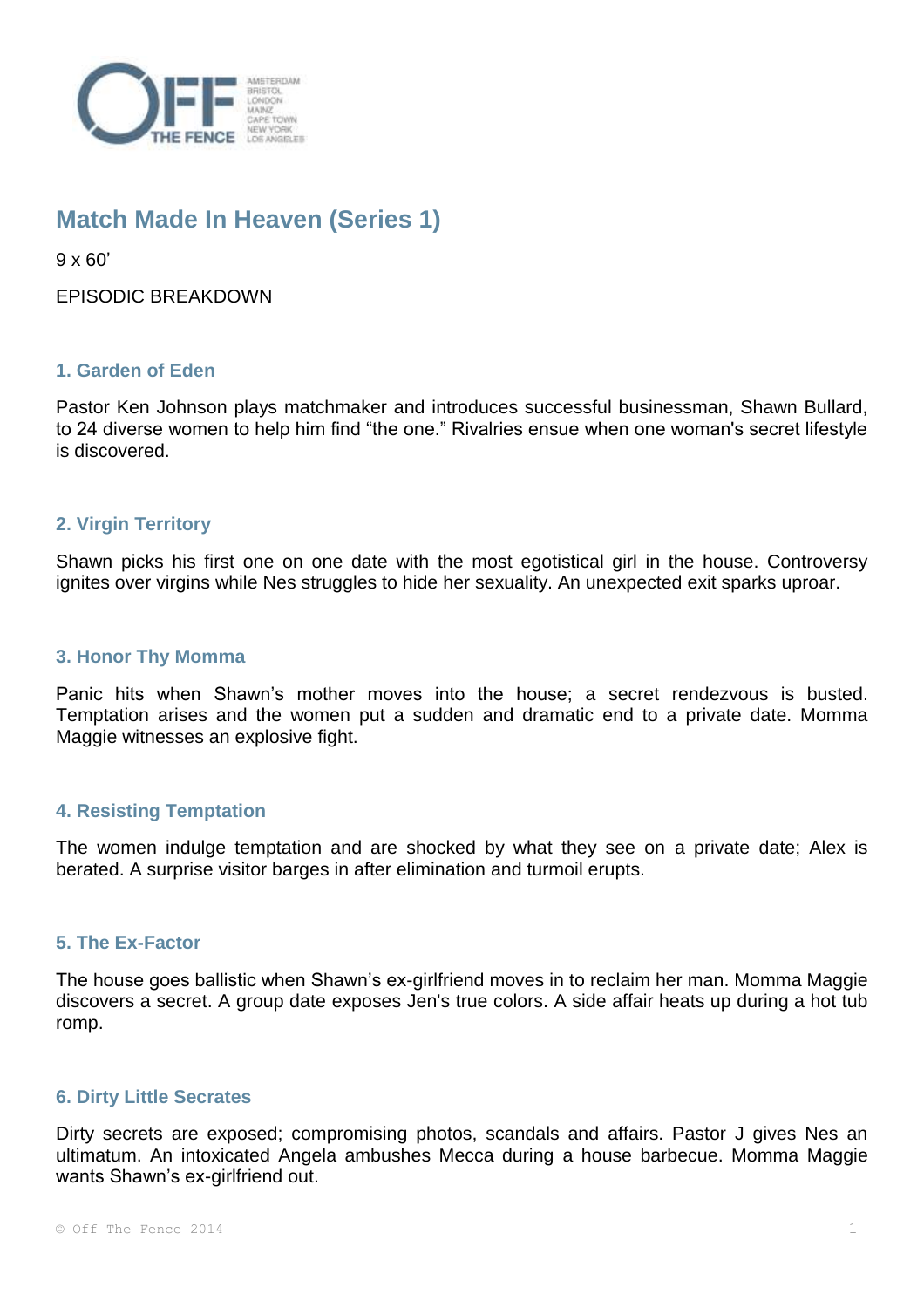# Match Made In Heaven (Series 1)

9 x 60'

EPISODIC BREAKDOWN

## 1. Garden of Eden

Pastor Ken Johnson plays matchmaker and introduces successful businessman, Shawn Bullard, to 24 diverse women to help him find "the one." Rivalries ensue when one woman's secret lifestyle is discovered.

## 2. Virgin Territory

Shawn picks his first one on one date with the most egotistical girl in the house. Controversy ignites over virgins while Nes struggles to hide her sexuality. An unexpected exit sparks uproar.

## 3. Honor Thy Momma

Panic hits when Shawn's mother moves into the house; a secret rendezvous is busted. Temptation arises and the women put a sudden and dramatic end to a private date. Momma Maggie witnesses an explosive fight.

## 4. Resisting Temptation

The women indulge temptation and are shocked by what they see on a private date; Alex is berated. A surprise visitor barges in after elimination and turmoil erupts.

## 5. The Ex-Factor

The house goes ballistic when Shawn's ex-girlfriend moves in to reclaim her man. Momma Maggie discovers a secret. A group date exposes Jen's true colors. A side affair heats up during a hot tub romp.

## 6. Dirty Little Secrates

Dirty secrets are exposed; compromising photos, scandals and affairs. Pastor J gives Nes an ultimatum. An intoxicated Angela ambushes Mecca during a house barbecue. Momma Maggie wants Shawn's ex-girlfriend out.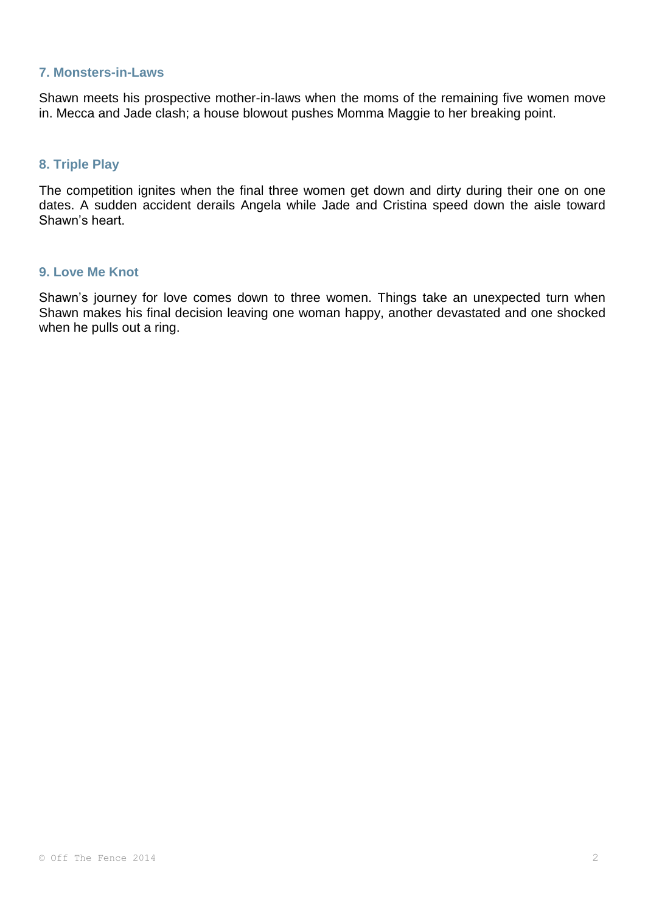### 7. Monsters-in-Laws

Shawn meets his prospective mother-in-laws when the moms of the remaining five women move in. Mecca and Jade clash; a house blowout pushes Momma Maggie to her breaking point.

### 8. Triple Play

The competition ignites when the final three women get down and dirty during their one on one dates. A sudden accident derails Angela while Jade and Cristina speed down the aisle toward Shawn's heart.

### 9. Love Me Knot

Shawn's journey for love comes down to three women. Things take an unexpected turn when Shawn makes his final decision leaving one woman happy, another devastated and one shocked when he pulls out a ring.